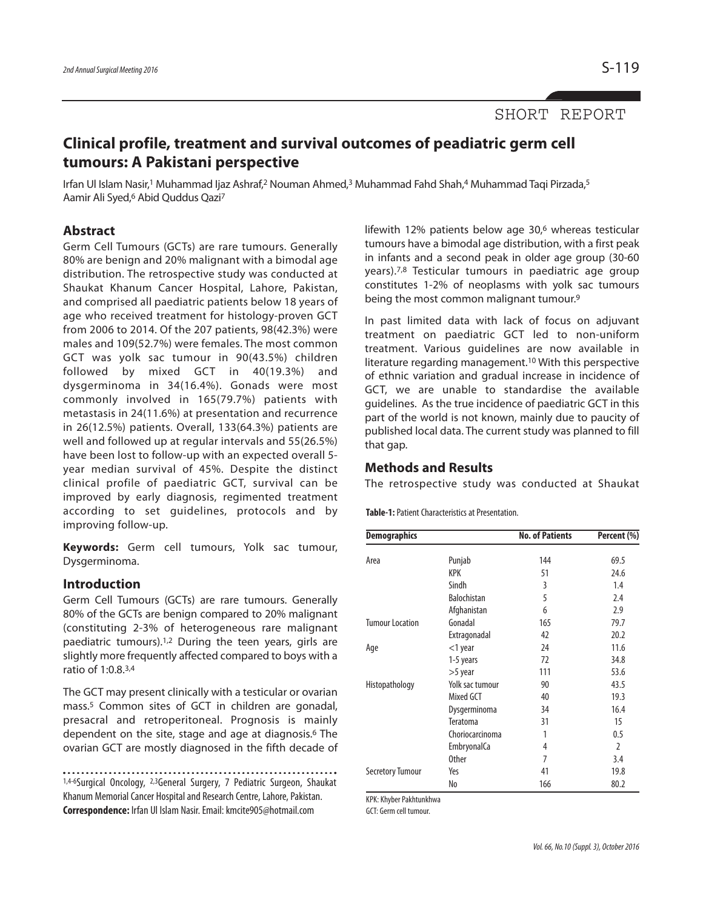SHORT REPORT

# Clinical profile, treatment and survival outcomes of peadiatric germ cell tumours: A Pakistani perspective

Irfan Ul Islam Nasir,[1] Muhammad Ijaz Ashraf,[2] Nouman Ahmed,[3] Muhammad Fahd Shah,[4] Muhammad Taqi Pirzada,[5] Aamir Ali Syed,[6] Abid Quddus Qazi[7]

## Abstract

Germ Cell Tumours (GCTs) are rare tumours. Generally 80% are benign and 20% malignant with a bimodal age distribution. The retrospective study was conducted at Shaukat Khanum Cancer Hospital, Lahore, Pakistan, and comprised all paediatric patients below 18 years of age who received treatment for histology-proven GCT from 2006 to 2014. Of the 207 patients, 98(42.3%) were males and 109(52.7%) were females. The most common GCT was yolk sac tumour in 90(43.5%) children followed by mixed GCT in 40(19.3%) and dysgerminoma in 34(16.4%). Gonads were most commonly involved in 165(79.7%) patients with metastasis in 24(11.6%) at presentation and recurrence in 26(12.5%) patients. Overall, 133(64.3%) patients are well and followed up at regular intervals and 55(26.5%) have been lost to follow-up with an expected overall 5-year median survival of 45%. Despite the distinct clinical profile of paediatric GCT, survival can be improved by early diagnosis, regimented treatment according to set guidelines, protocols and by improving follow-up.

**Keywords:** Germ cell tumours, Yolk sac tumour, Dysgerminoma.

## Introduction

Germ Cell Tumours (GCTs) are rare tumours. Generally 80% of the GCTs are benign compared to 20% malignant (constituting 2-3% of heterogeneous rare malignant paediatric tumours).[1,2] During the teen years, girls are slightly more frequently affected compared to boys with a ratio of 1:0.8.[3,4]

The GCT may present clinically with a testicular or ovarian mass.[5] Common sites of GCT in children are gonadal, presacral and retroperitoneal. Prognosis is mainly dependent on the site, stage and age at diagnosis.[6] The ovarian GCT are mostly diagnosed in the fifth decade of lifewith 12% patients below age 30,[6] whereas testicular tumours have a bimodal age distribution, with a first peak in infants and a second peak in older age group (30-60 years).[7,8] Testicular tumours in paediatric age group constitutes 1-2% of neoplasms with yolk sac tumours being the most common malignant tumour.[9]

In past limited data with lack of focus on adjuvant treatment on paediatric GCT led to non-uniform treatment. Various guidelines are now available in literature regarding management.[10] With this perspective of ethnic variation and gradual increase in incidence of GCT, we are unable to standardise the available guidelines. As the true incidence of paediatric GCT in this part of the world is not known, mainly due to paucity of published local data. The current study was planned to fill that gap.

## Methods and Results

The retrospective study was conducted at Shaukat

**Table-1:** Patient Characteristics at Presentation.

| Demographics | | No. of Patients | Percent (%) |
|---|---|---|---|
| Area | Punjab | 144 | 69.5 |
| | KPK | 51 | 24.6 |
| | Sindh | 3 | 1.4 |
| | Balochistan | 5 | 2.4 |
| | Afghanistan | 6 | 2.9 |
| Tumour Location | Gonadal | 165 | 79.7 |
| | Extragonadal | 42 | 20.2 |
| Age | <1 year | 24 | 11.6 |
| | 1-5 years | 72 | 34.8 |
| | >5 year | 111 | 53.6 |
| Histopathology | Yolk sac tumour | 90 | 43.5 |
| | Mixed GCT | 40 | 19.3 |
| | Dysgerminoma | 34 | 16.4 |
| | Teratoma | 31 | 15 |
| | Choriocarcinoma | 1 | 0.5 |
| | EmbryonalCa | 4 | 2 |
| | Other | 7 | 3.4 |
| Secretory Tumour | Yes | 41 | 19.8 |
| | No | 166 | 80.2 |

KPK: Khyber Pakhtunkhwa
GCT: Germ cell tumour.

[1,4-6]Surgical Oncology, [2,3]General Surgery, 7 Pediatric Surgeon, Shaukat Khanum Memorial Cancer Hospital and Research Centre, Lahore, Pakistan.
**Correspondence:** Irfan Ul Islam Nasir. Email: kmcite905@hotmail.com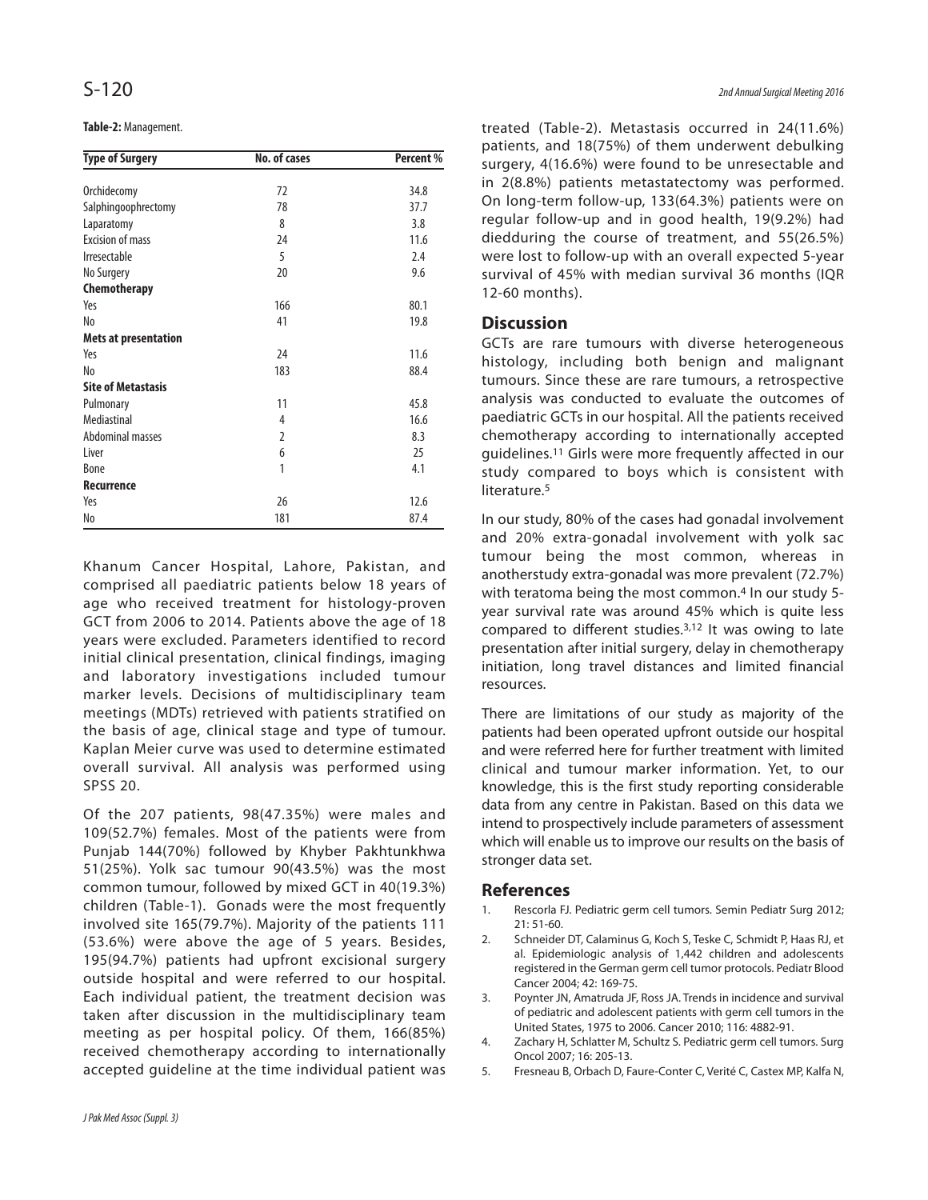**Table-2:** Management.

| Type of Surgery | No. of cases | Percent % |
|---|---|---|
| Orchidecomy | 72 | 34.8 |
| Salphingoophrectomy | 78 | 37.7 |
| Laparatomy | 8 | 3.8 |
| Excision of mass | 24 | 11.6 |
| Irresectable | 5 | 2.4 |
| No Surgery | 20 | 9.6 |
| **Chemotherapy** | | |
| Yes | 166 | 80.1 |
| No | 41 | 19.8 |
| **Mets at presentation** | | |
| Yes | 24 | 11.6 |
| No | 183 | 88.4 |
| **Site of Metastasis** | | |
| Pulmonary | 11 | 45.8 |
| Mediastinal | 4 | 16.6 |
| Abdominal masses | 2 | 8.3 |
| Liver | 6 | 25 |
| Bone | 1 | 4.1 |
| **Recurrence** | | |
| Yes | 26 | 12.6 |
| No | 181 | 87.4 |

Khanum Cancer Hospital, Lahore, Pakistan, and comprised all paediatric patients below 18 years of age who received treatment for histology-proven GCT from 2006 to 2014. Patients above the age of 18 years were excluded. Parameters identified to record initial clinical presentation, clinical findings, imaging and laboratory investigations included tumour marker levels. Decisions of multidisciplinary team meetings (MDTs) retrieved with patients stratified on the basis of age, clinical stage and type of tumour. Kaplan Meier curve was used to determine estimated overall survival. All analysis was performed using SPSS 20.

Of the 207 patients, 98(47.35%) were males and 109(52.7%) females. Most of the patients were from Punjab 144(70%) followed by Khyber Pakhtunkhwa 51(25%). Yolk sac tumour 90(43.5%) was the most common tumour, followed by mixed GCT in 40(19.3%) children (Table-1). Gonads were the most frequently involved site 165(79.7%). Majority of the patients 111 (53.6%) were above the age of 5 years. Besides, 195(94.7%) patients had upfront excisional surgery outside hospital and were referred to our hospital. Each individual patient, the treatment decision was taken after discussion in the multidisciplinary team meeting as per hospital policy. Of them, 166(85%) received chemotherapy according to internationally accepted guideline at the time individual patient was treated (Table-2). Metastasis occurred in 24(11.6%) patients, and 18(75%) of them underwent debulking surgery, 4(16.6%) were found to be unresectable and in 2(8.8%) patients metastatectomy was performed. On long-term follow-up, 133(64.3%) patients were on regular follow-up and in good health, 19(9.2%) had diedduring the course of treatment, and 55(26.5%) were lost to follow-up with an overall expected 5-year survival of 45% with median survival 36 months (IQR 12-60 months).

## Discussion

GCTs are rare tumours with diverse heterogeneous histology, including both benign and malignant tumours. Since these are rare tumours, a retrospective analysis was conducted to evaluate the outcomes of paediatric GCTs in our hospital. All the patients received chemotherapy according to internationally accepted guidelines.[11] Girls were more frequently affected in our study compared to boys which is consistent with literature.[5]

In our study, 80% of the cases had gonadal involvement and 20% extra-gonadal involvement with yolk sac tumour being the most common, whereas in anotherstudy extra-gonadal was more prevalent (72.7%) with teratoma being the most common.[4] In our study 5-year survival rate was around 45% which is quite less compared to different studies.[3,12] It was owing to late presentation after initial surgery, delay in chemotherapy initiation, long travel distances and limited financial resources.

There are limitations of our study as majority of the patients had been operated upfront outside our hospital and were referred here for further treatment with limited clinical and tumour marker information. Yet, to our knowledge, this is the first study reporting considerable data from any centre in Pakistan. Based on this data we intend to prospectively include parameters of assessment which will enable us to improve our results on the basis of stronger data set.

## References

1. Rescorla FJ. Pediatric germ cell tumors. Semin Pediatr Surg 2012; 21: 51-60.
2. Schneider DT, Calaminus G, Koch S, Teske C, Schmidt P, Haas RJ, et al. Epidemiologic analysis of 1,442 children and adolescents registered in the German germ cell tumor protocols. Pediatr Blood Cancer 2004; 42: 169-75.
3. Poynter JN, Amatruda JF, Ross JA. Trends in incidence and survival of pediatric and adolescent patients with germ cell tumors in the United States, 1975 to 2006. Cancer 2010; 116: 4882-91.
4. Zachary H, Schlatter M, Schultz S. Pediatric germ cell tumors. Surg Oncol 2007; 16: 205-13.
5. Fresneau B, Orbach D, Faure-Conter C, Verité C, Castex MP, Kalfa N,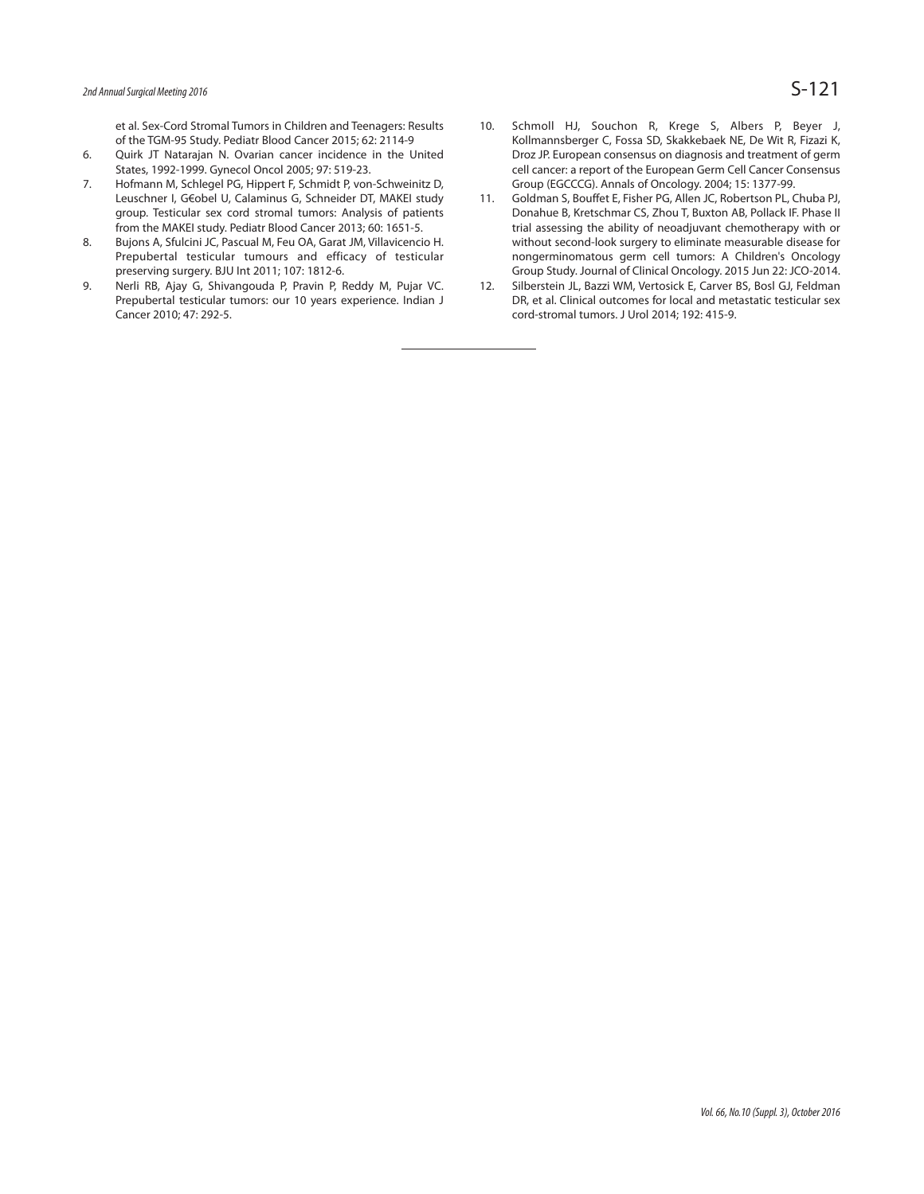et al. Sex-Cord Stromal Tumors in Children and Teenagers: Results of the TGM-95 Study. Pediatr Blood Cancer 2015; 62: 2114-9

6. Quirk JT Natarajan N. Ovarian cancer incidence in the United States, 1992-1999. Gynecol Oncol 2005; 97: 519-23.
7. Hofmann M, Schlegel PG, Hippert F, Schmidt P, von-Schweinitz D, Leuschner I, G€obel U, Calaminus G, Schneider DT, MAKEI study group. Testicular sex cord stromal tumors: Analysis of patients from the MAKEI study. Pediatr Blood Cancer 2013; 60: 1651-5.
8. Bujons A, Sfulcini JC, Pascual M, Feu OA, Garat JM, Villavicencio H. Prepubertal testicular tumours and efficacy of testicular preserving surgery. BJU Int 2011; 107: 1812-6.
9. Nerli RB, Ajay G, Shivangouda P, Pravin P, Reddy M, Pujar VC. Prepubertal testicular tumors: our 10 years experience. Indian J Cancer 2010; 47: 292-5.
10. Schmoll HJ, Souchon R, Krege S, Albers P, Beyer J, Kollmannsberger C, Fossa SD, Skakkebaek NE, De Wit R, Fizazi K, Droz JP. European consensus on diagnosis and treatment of germ cell cancer: a report of the European Germ Cell Cancer Consensus Group (EGCCCG). Annals of Oncology. 2004; 15: 1377-99.
11. Goldman S, Bouffet E, Fisher PG, Allen JC, Robertson PL, Chuba PJ, Donahue B, Kretschmar CS, Zhou T, Buxton AB, Pollack IF. Phase II trial assessing the ability of neoadjuvant chemotherapy with or without second-look surgery to eliminate measurable disease for nongerminomatous germ cell tumors: A Children's Oncology Group Study. Journal of Clinical Oncology. 2015 Jun 22: JCO-2014.
12. Silberstein JL, Bazzi WM, Vertosick E, Carver BS, Bosl GJ, Feldman DR, et al. Clinical outcomes for local and metastatic testicular sex cord-stromal tumors. J Urol 2014; 192: 415-9.